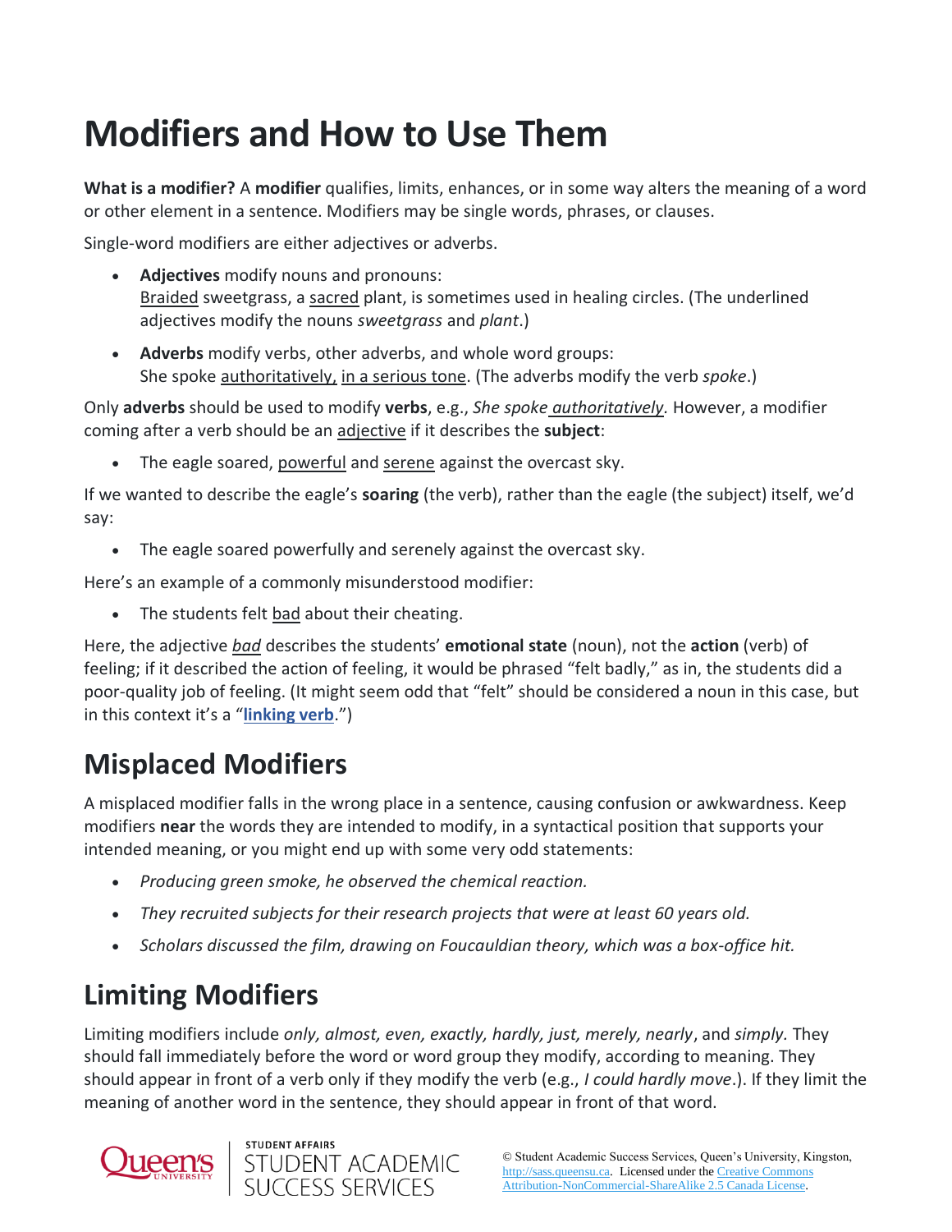# Modifiers and How to Use Them

**What is a modifier?** A **modifier** qualifies, limits, enhances, or in some way alters the meaning of a word or other element in a sentence. Modifiers may be single words, phrases, or clauses.

Single-word modifiers are either adjectives or adverbs.

- **Adjectives** modify nouns and pronouns:
  <u>Braided</u> sweetgrass, a <u>sacred</u> plant, is sometimes used in healing circles. (The underlined adjectives modify the nouns *sweetgrass* and *plant*.)
- **Adverbs** modify verbs, other adverbs, and whole word groups:
  She spoke <u>authoritatively,</u> <u>in a serious tone</u>. (The adverbs modify the verb *spoke*.)

Only **adverbs** should be used to modify **verbs**, e.g., *She spoke <u>authoritatively</u>.* However, a modifier coming after a verb should be an <u>adjective</u> if it describes the **subject**:

- The eagle soared, <u>powerful</u> and <u>serene</u> against the overcast sky.

If we wanted to describe the eagle's **soaring** (the verb), rather than the eagle (the subject) itself, we'd say:

- The eagle soared powerfully and serenely against the overcast sky.

Here's an example of a commonly misunderstood modifier:

- The students felt <u>bad</u> about their cheating.

Here, the adjective <u>*bad*</u> describes the students' **emotional state** (noun), not the **action** (verb) of feeling; if it described the action of feeling, it would be phrased "felt badly," as in, the students did a poor-quality job of feeling. (It might seem odd that "felt" should be considered a noun in this case, but in this context it's a "**linking verb**.")

## Misplaced Modifiers

A misplaced modifier falls in the wrong place in a sentence, causing confusion or awkwardness. Keep modifiers **near** the words they are intended to modify, in a syntactical position that supports your intended meaning, or you might end up with some very odd statements:

- *Producing green smoke, he observed the chemical reaction.*
- *They recruited subjects for their research projects that were at least 60 years old.*
- *Scholars discussed the film, drawing on Foucauldian theory, which was a box-office hit.*

## Limiting Modifiers

Limiting modifiers include *only, almost, even, exactly, hardly, just, merely, nearly*, and *simply.* They should fall immediately before the word or word group they modify, according to meaning. They should appear in front of a verb only if they modify the verb (e.g., *I could hardly move*.). If they limit the meaning of another word in the sentence, they should appear in front of that word.

© Student Academic Success Services, Queen's University, Kingston, http://sass.queensu.ca. Licensed under the Creative Commons Attribution-NonCommercial-ShareAlike 2.5 Canada License.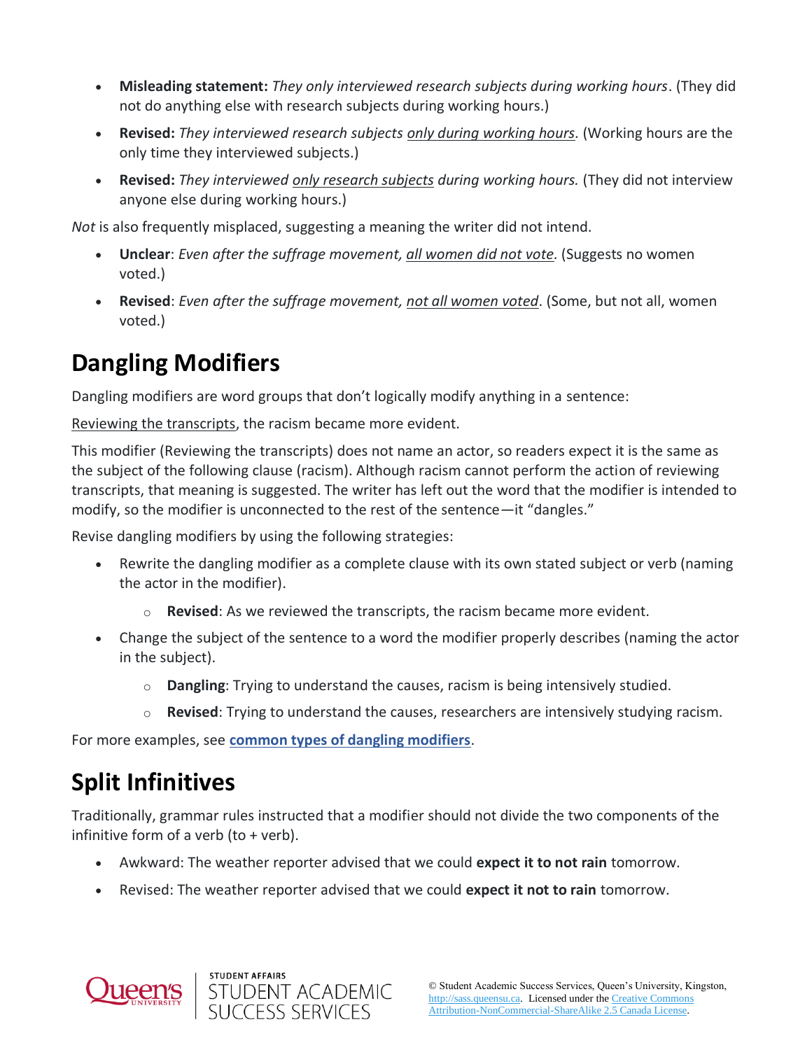- **Misleading statement:** *They only interviewed research subjects during working hours*. (They did not do anything else with research subjects during working hours.)
- **Revised:** *They interviewed research subjects <u>only during working hours</u>.* (Working hours are the only time they interviewed subjects.)
- **Revised:** *They interviewed <u>only research subjects</u> during working hours.* (They did not interview anyone else during working hours.)

*Not* is also frequently misplaced, suggesting a meaning the writer did not intend.

- **Unclear**: *Even after the suffrage movement, <u>all women did not vote</u>.* (Suggests no women voted.)
- **Revised**: *Even after the suffrage movement, <u>not all women voted</u>*. (Some, but not all, women voted.)

## Dangling Modifiers

Dangling modifiers are word groups that don't logically modify anything in a sentence:

<u>Reviewing the transcripts</u>, the racism became more evident.

This modifier (Reviewing the transcripts) does not name an actor, so readers expect it is the same as the subject of the following clause (racism). Although racism cannot perform the action of reviewing transcripts, that meaning is suggested. The writer has left out the word that the modifier is intended to modify, so the modifier is unconnected to the rest of the sentence—it "dangles."

Revise dangling modifiers by using the following strategies:

- Rewrite the dangling modifier as a complete clause with its own stated subject or verb (naming the actor in the modifier).
  - **Revised**: As we reviewed the transcripts, the racism became more evident.
- Change the subject of the sentence to a word the modifier properly describes (naming the actor in the subject).
  - **Dangling**: Trying to understand the causes, racism is being intensively studied.
  - **Revised**: Trying to understand the causes, researchers are intensively studying racism.

For more examples, see **common types of dangling modifiers**.

## Split Infinitives

Traditionally, grammar rules instructed that a modifier should not divide the two components of the infinitive form of a verb (to + verb).

- Awkward: The weather reporter advised that we could **expect it to not rain** tomorrow.
- Revised: The weather reporter advised that we could **expect it not to rain** tomorrow.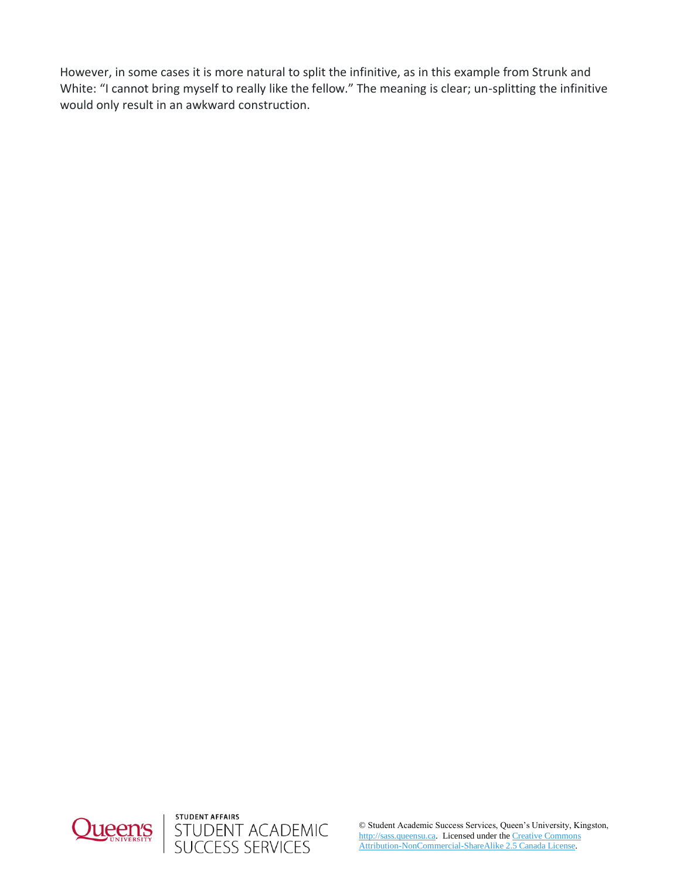However, in some cases it is more natural to split the infinitive, as in this example from Strunk and White: "I cannot bring myself to really like the fellow." The meaning is clear; un-splitting the infinitive would only result in an awkward construction.